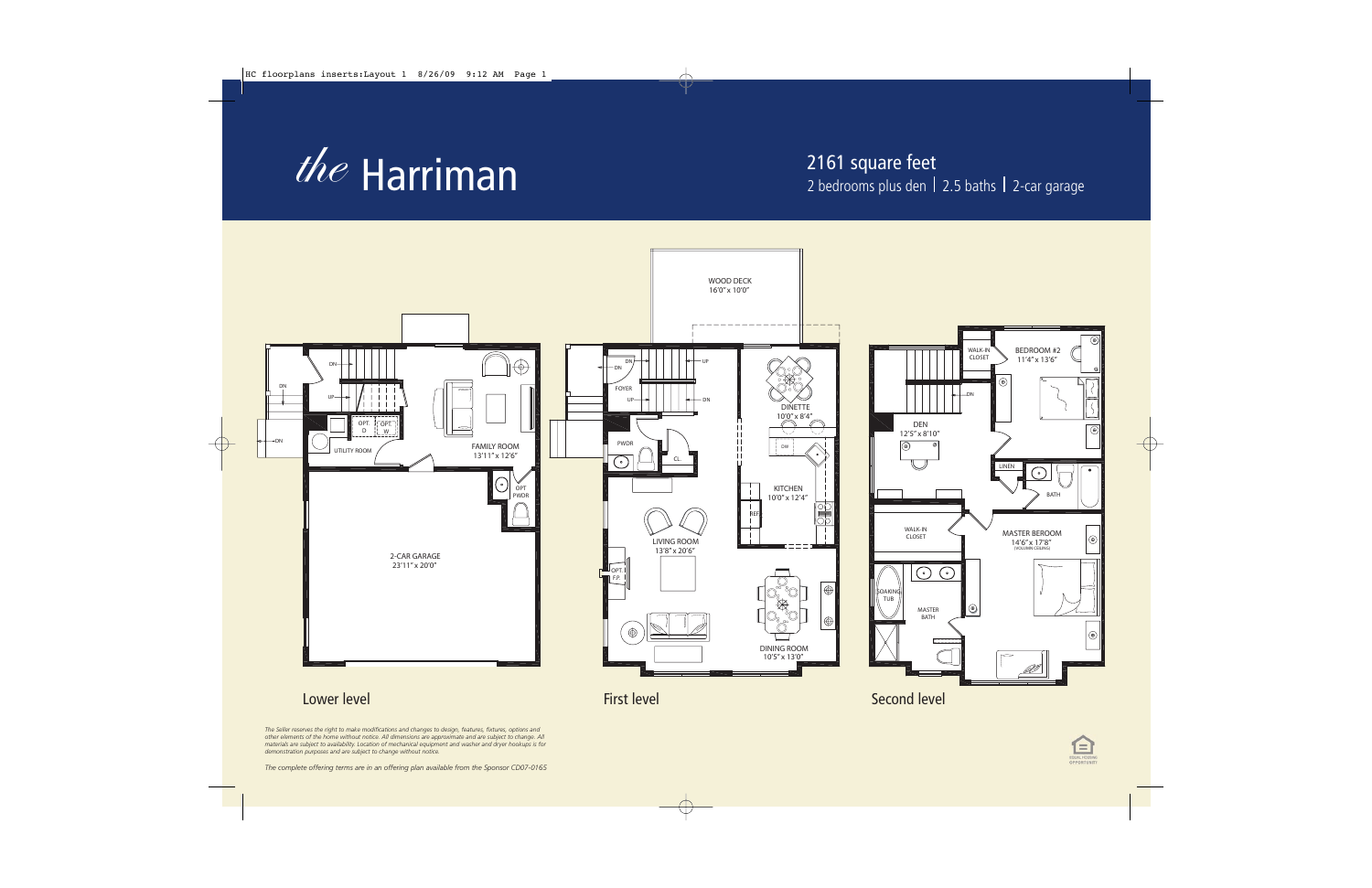# *the* Harriman

2161 square feet
2 bedrooms plus den | 2.5 baths | 2-car garage

## Lower level

- FAMILY ROOM 13'11" x 12'6"
- UTILITY ROOM
- OPT. D
- OPT. W
- OPT. PWDR
- 2-CAR GARAGE 23'11" x 20'0"

## First level

- WOOD DECK 16'0" x 10'0"
- FOYER
- PWDR
- CL.
- DINETTE 10'0" x 8'4"
- KITCHEN 10'0" x 12'4"
- REF.
- DW
- LIVING ROOM 13'8" x 20'6"
- OPT. F.P.
- DINING ROOM 10'5" x 13'0"

## Second level

- WALK-IN CLOSET
- BEDROOM #2 11'4" x 13'6"
- DEN 12'5" x 8'10"
- LINEN
- BATH
- WALK-IN CLOSET
- MASTER BEROOM 14'6" x 17'8" (VOLUMN CEILING)
- SOAKING TUB
- MASTER BATH

*The Seller reserves the right to make modifications and changes to design, features, fixtures, options and other elements of the home without notice. All dimensions are approximate and are subject to change. All materials are subject to availability. Location of mechanical equipment and washer and dryer hookups is for demonstration purposes and are subject to change without notice.*

*The complete offering terms are in an offering plan available from the Sponsor CD07-0165*

EQUAL HOUSING OPPORTUNITY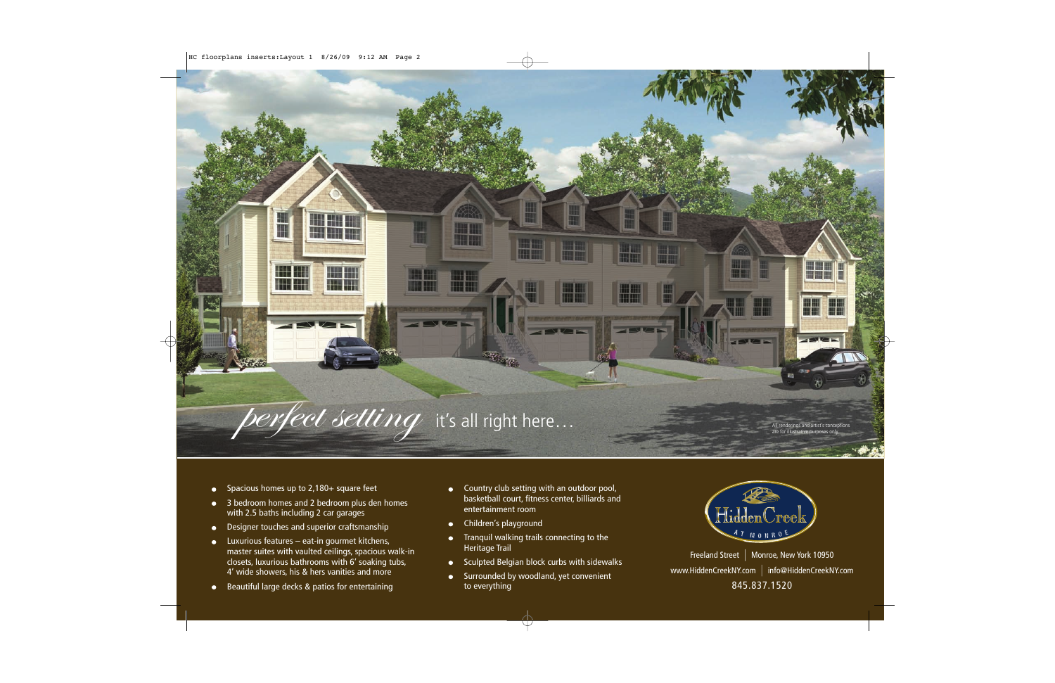*perfect setting* it's all right here…

All renderings and artist's conceptions are for illustrative purposes only.

- Spacious homes up to 2,180+ square feet
- 3 bedroom homes and 2 bedroom plus den homes with 2.5 baths including 2 car garages
- Designer touches and superior craftsmanship
- Luxurious features – eat-in gourmet kitchens, master suites with vaulted ceilings, spacious walk-in closets, luxurious bathrooms with 6' soaking tubs, 4' wide showers, his & hers vanities and more
- Beautiful large decks & patios for entertaining
- Country club setting with an outdoor pool, basketball court, fitness center, billiards and entertainment room
- Children's playground
- Tranquil walking trails connecting to the Heritage Trail
- Sculpted Belgian block curbs with sidewalks
- Surrounded by woodland, yet convenient to everything

Hidden Creek AT MONROE

Freeland Street | Monroe, New York 10950

www.HiddenCreekNY.com | info@HiddenCreekNY.com

845.837.1520